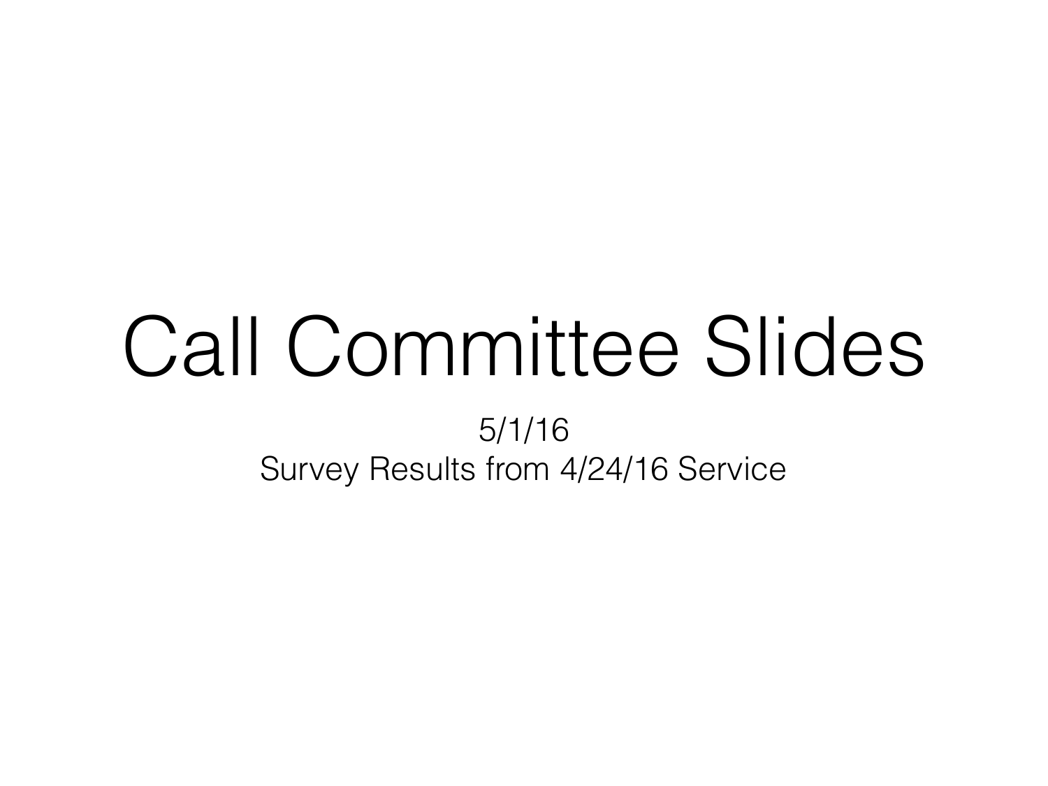# Call Committee Slides

5/1/16

Survey Results from 4/24/16 Service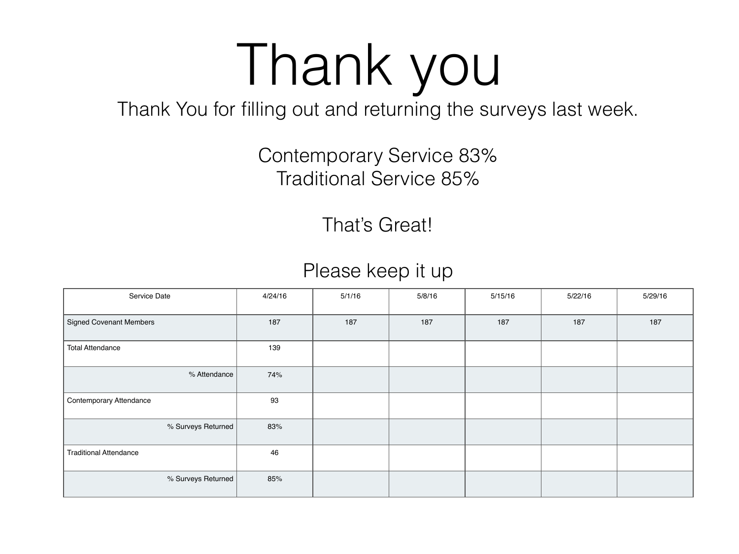# Thank you

Thank You for filling out and returning the surveys last week.

Contemporary Service 83%
Traditional Service 85%

That's Great!

Please keep it up

| Service Date | 4/24/16 | 5/1/16 | 5/8/16 | 5/15/16 | 5/22/16 | 5/29/16 |
|---|---|---|---|---|---|---|
| Signed Covenant Members | 187 | 187 | 187 | 187 | 187 | 187 |
| Total Attendance | 139 | | | | | |
| % Attendance | 74% | | | | | |
| Contemporary Attendance | 93 | | | | | |
| % Surveys Returned | 83% | | | | | |
| Traditional Attendance | 46 | | | | | |
| % Surveys Returned | 85% | | | | | |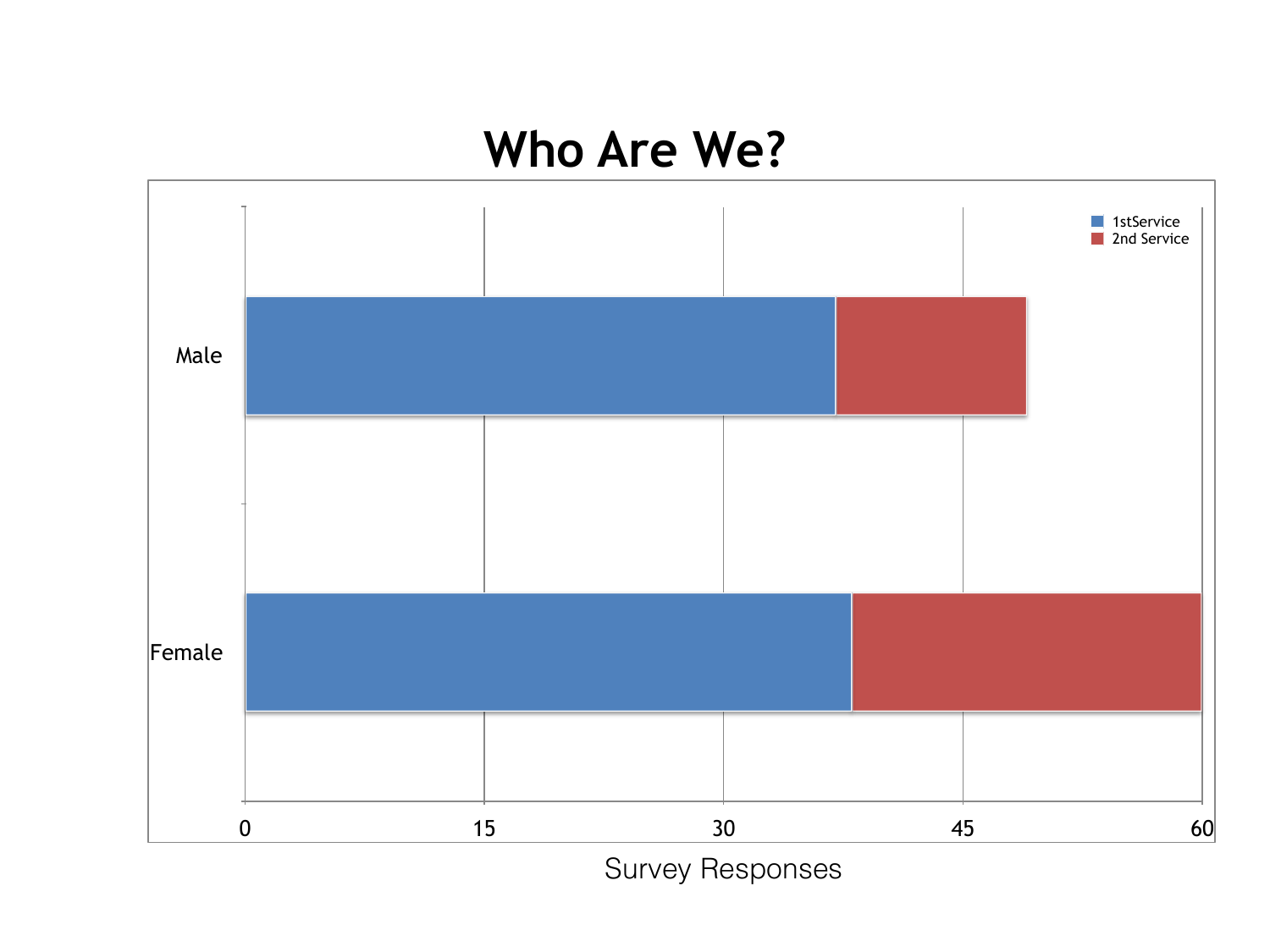# Who Are We?

Male

Female

1stService

2nd Service

0 15 30 45 60

Survey Responses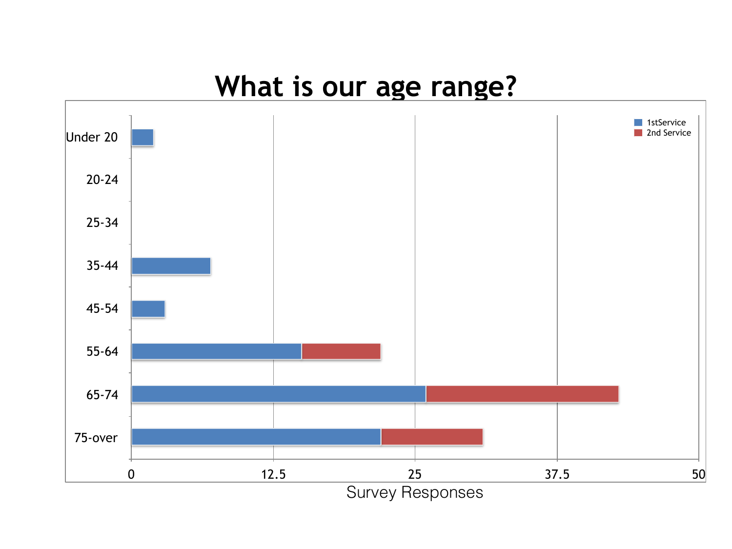# What is our age range?

Survey Responses

Legend: 1stService, 2nd Service

Age ranges: Under 20, 20-24, 25-34, 35-44, 45-54, 55-64, 65-74, 75-over

Axis: 0, 12.5, 25, 37.5, 50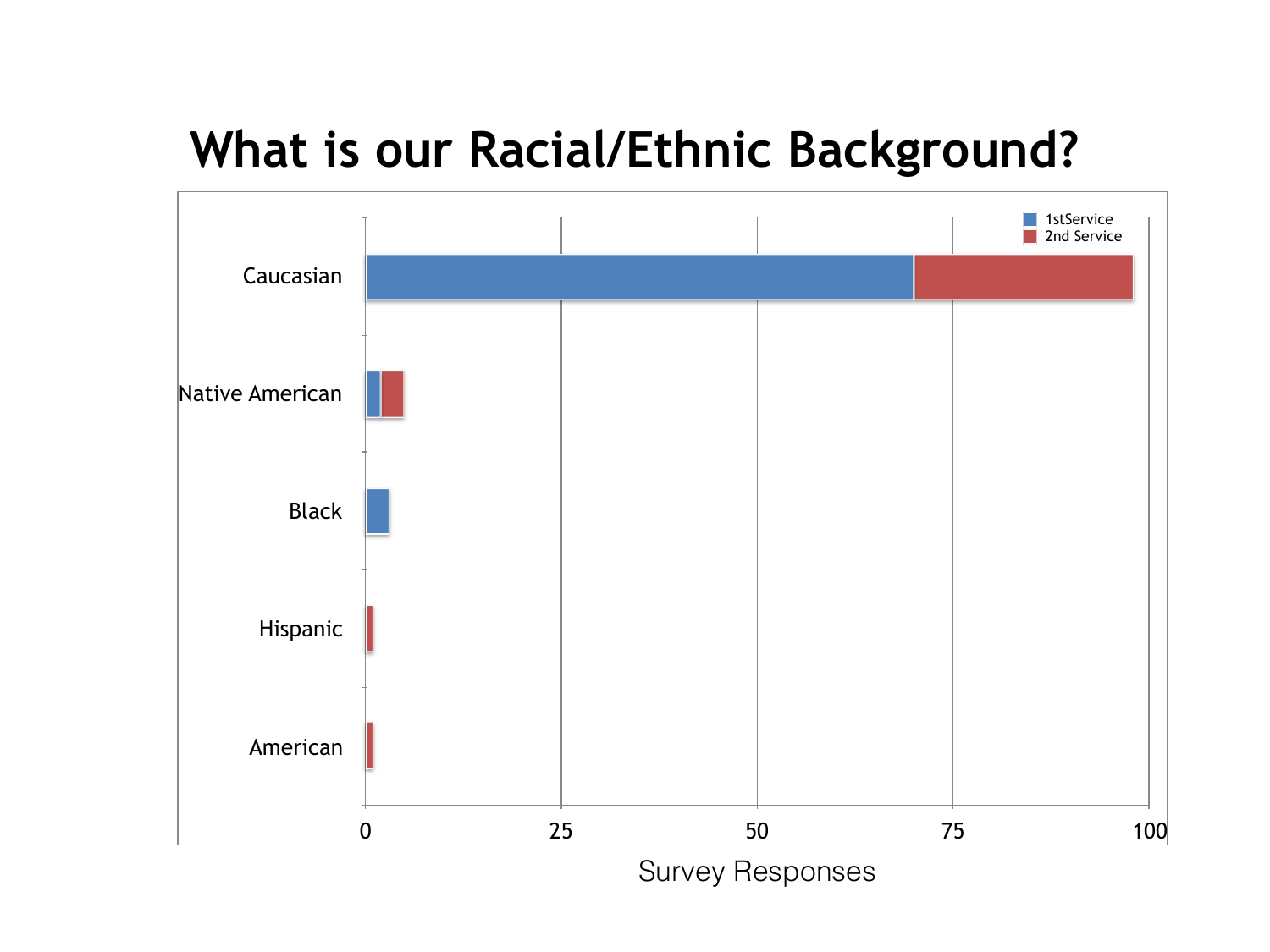# What is our Racial/Ethnic Background?

Caucasian

Native American

Black

Hispanic

American

0 25 50 75 100

Survey Responses

1stService
2nd Service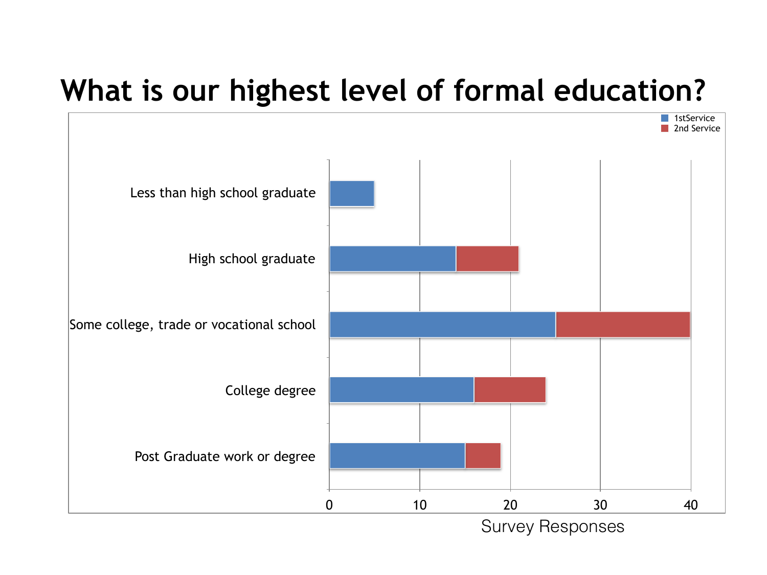# What is our highest level of formal education?

1stService
2nd Service

Less than high school graduate

High school graduate

Some college, trade or vocational school

College degree

Post Graduate work or degree

0 10 20 30 40

Survey Responses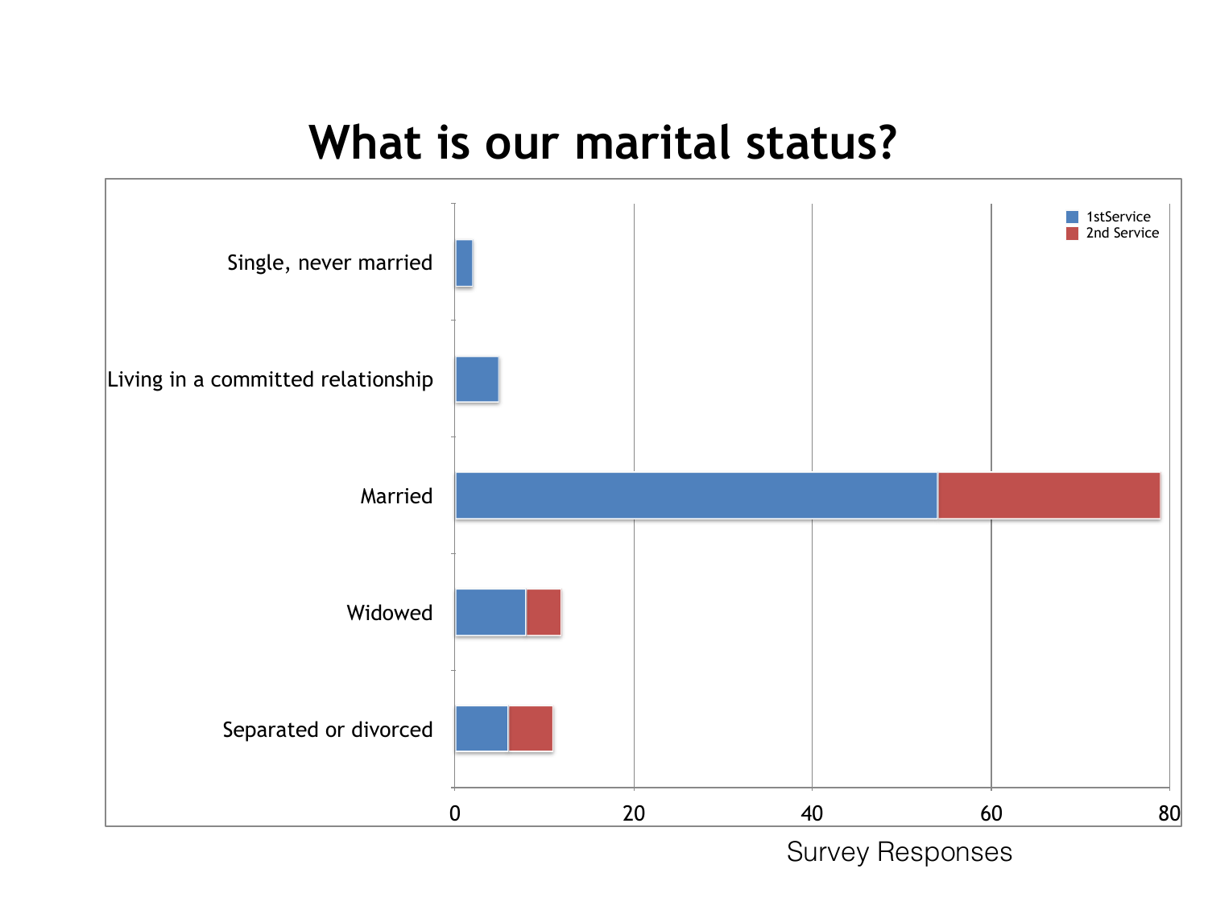# What is our marital status?

| Marital status | 1stService | 2nd Service |
|---|---|---|
| Single, never married | 2 | 0 |
| Living in a committed relationship | 5 | 0 |
| Married | 54 | 25 |
| Widowed | 8 | 4 |
| Separated or divorced | 6 | 5 |

Survey Responses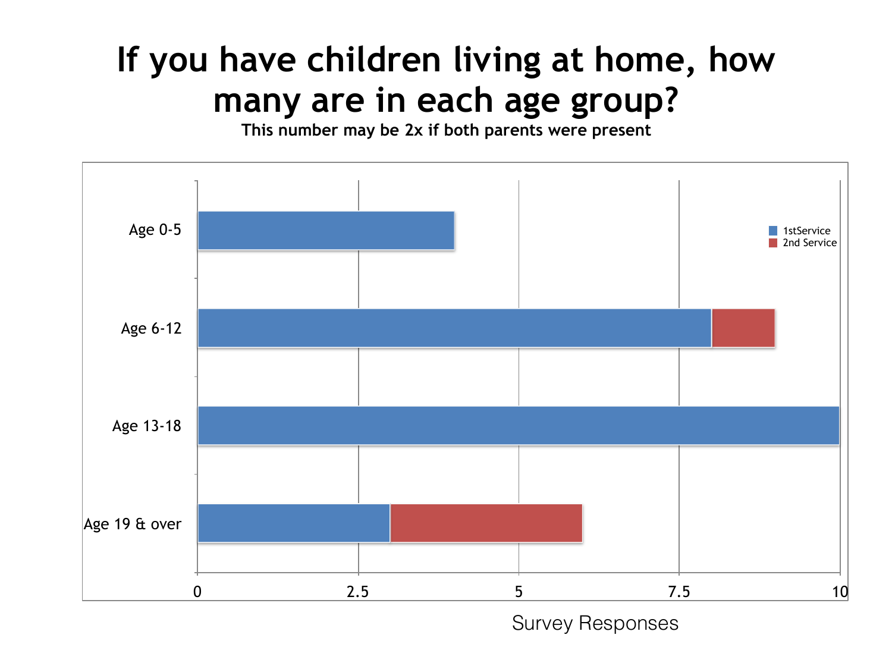# If you have children living at home, how many are in each age group?

**This number may be 2x if both parents were present**

| Age group | 1stService | 2nd Service |
|---|---|---|
| Age 0-5 | 4 | 0 |
| Age 6-12 | 8 | 1 |
| Age 13-18 | 10 | 0 |
| Age 19 & over | 3 | 3 |

Survey Responses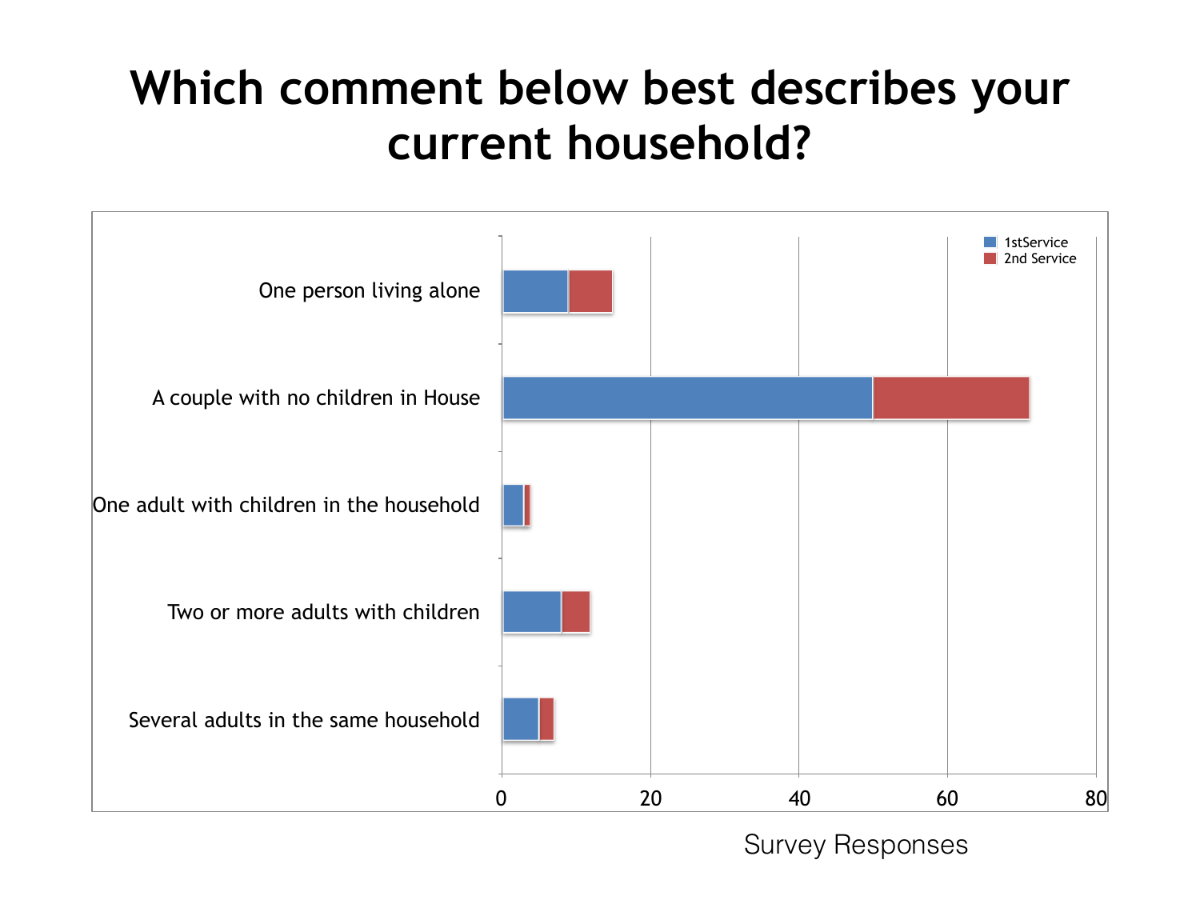# Which comment below best describes your current household?

| Household | 1stService | 2nd Service |
| --- | --- | --- |
| One person living alone | 9 | 6 |
| A couple with no children in House | 50 | 21 |
| One adult with children in the household | 3 | 1 |
| Two or more adults with children | 8 | 4 |
| Several adults in the same household | 5 | 2 |

Survey Responses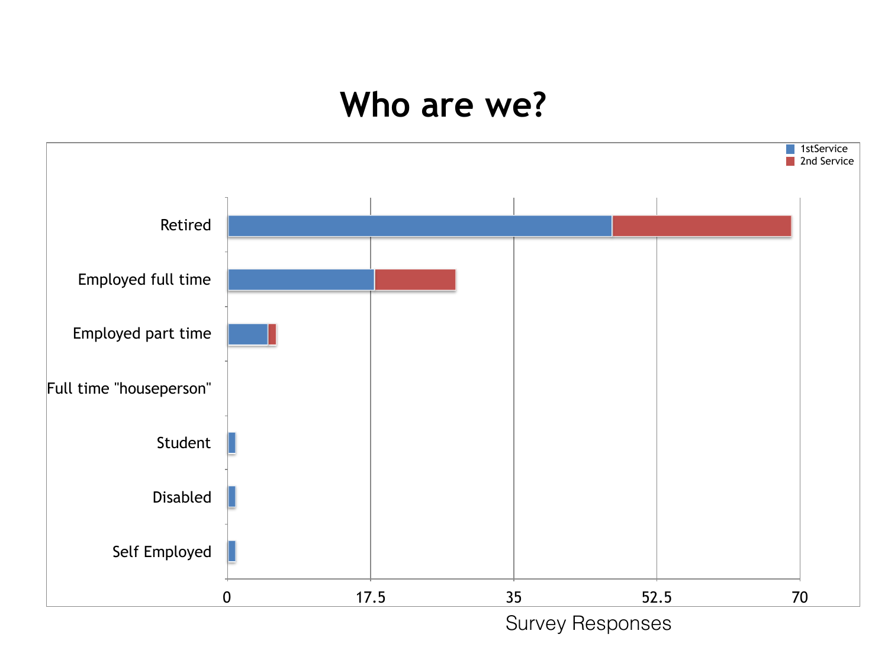# Who are we?

1stService
2nd Service

Retired

Employed full time

Employed part time

Full time "houseperson"

Student

Disabled

Self Employed

0 17.5 35 52.5 70

Survey Responses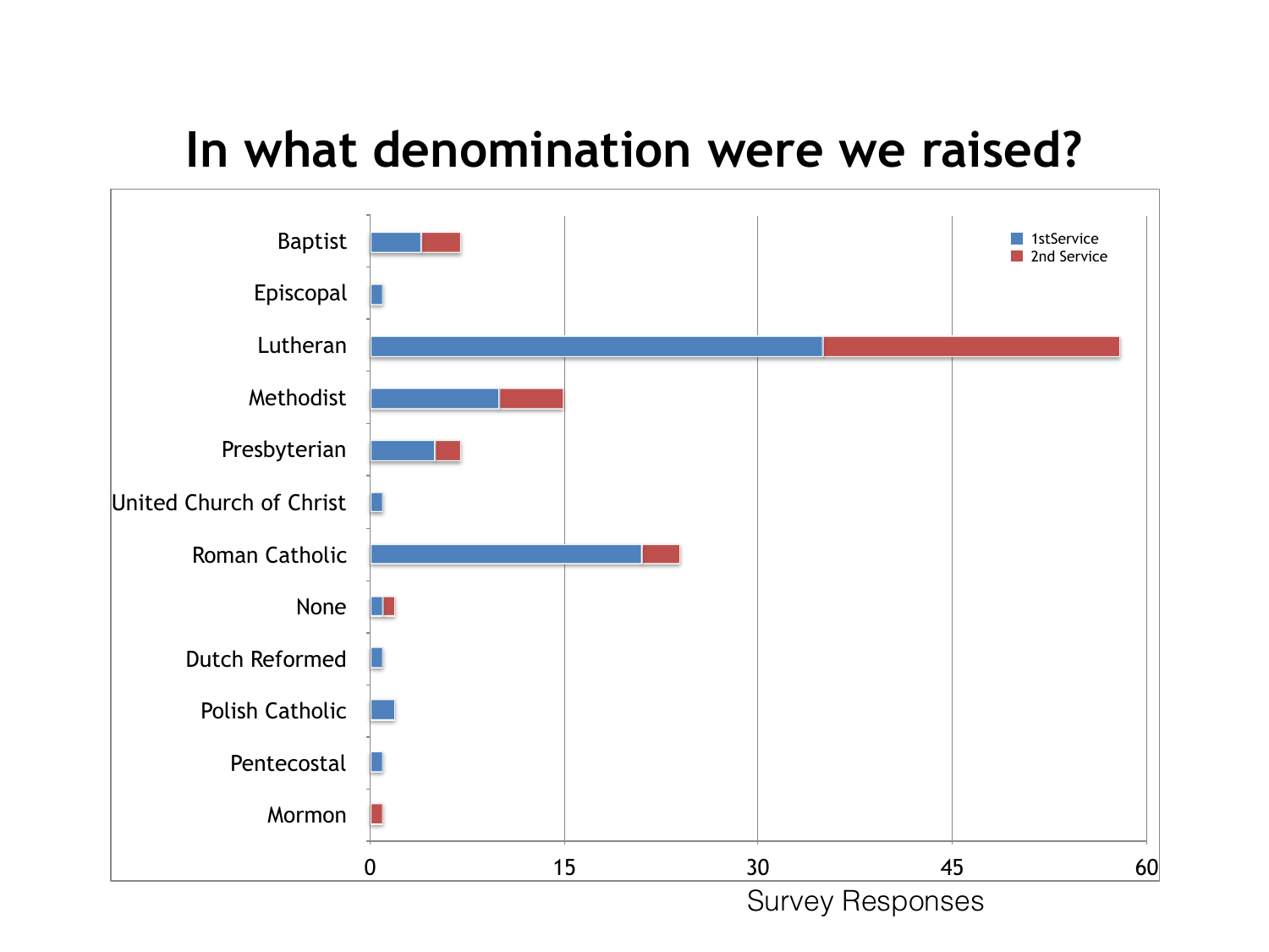# In what denomination were we raised?

Baptist

Episcopal

Lutheran

Methodist

Presbyterian

United Church of Christ

Roman Catholic

None

Dutch Reformed

Polish Catholic

Pentecostal

Mormon

1stService

2nd Service

0 15 30 45 60

Survey Responses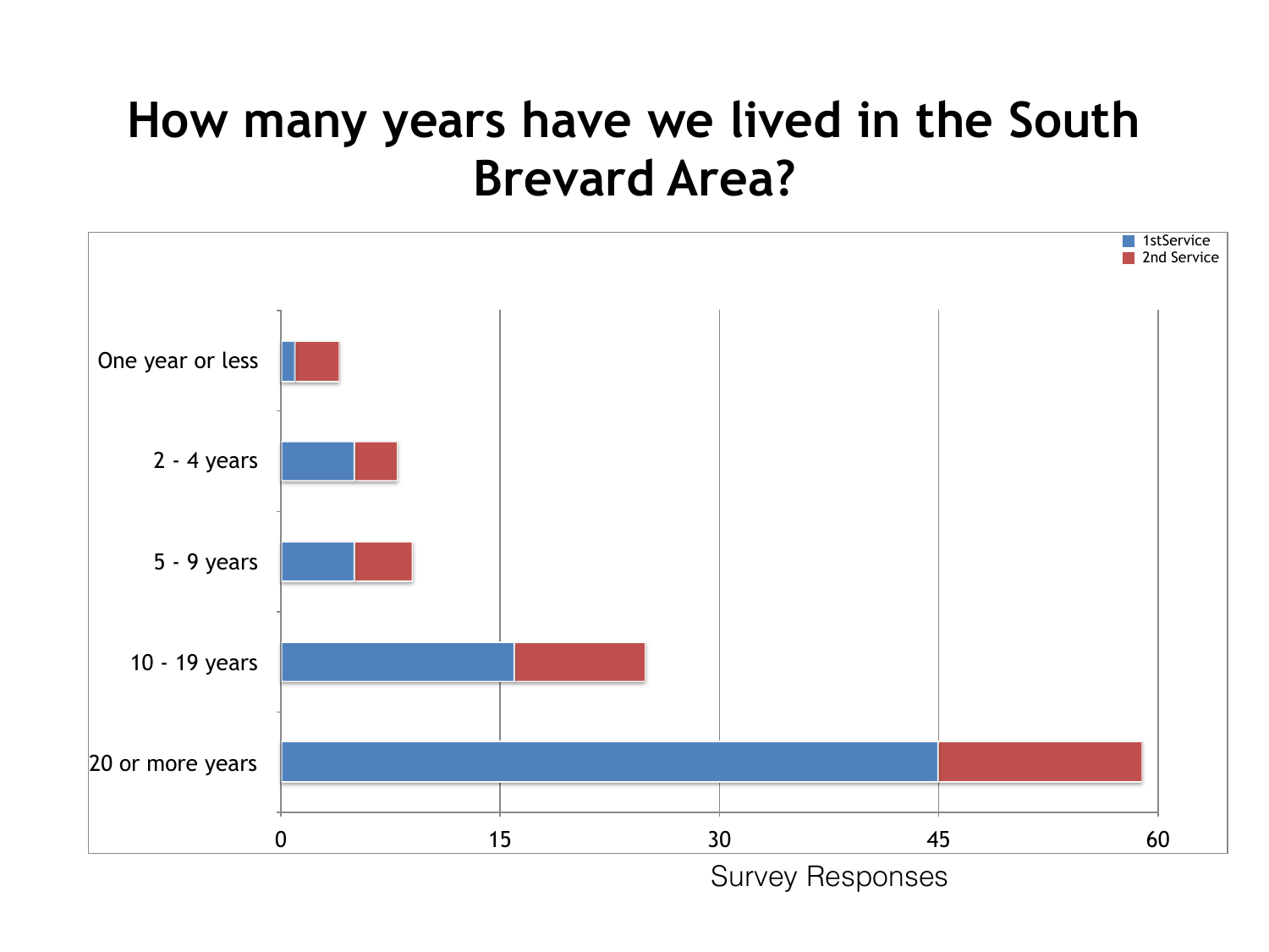# How many years have we lived in the South Brevard Area?

| | 1stService | 2nd Service |
|---|---|---|
| One year or less | 1 | 3 |
| 2 - 4 years | 5 | 3 |
| 5 - 9 years | 5 | 4 |
| 10 - 19 years | 16 | 9 |
| 20 or more years | 45 | 14 |

Survey Responses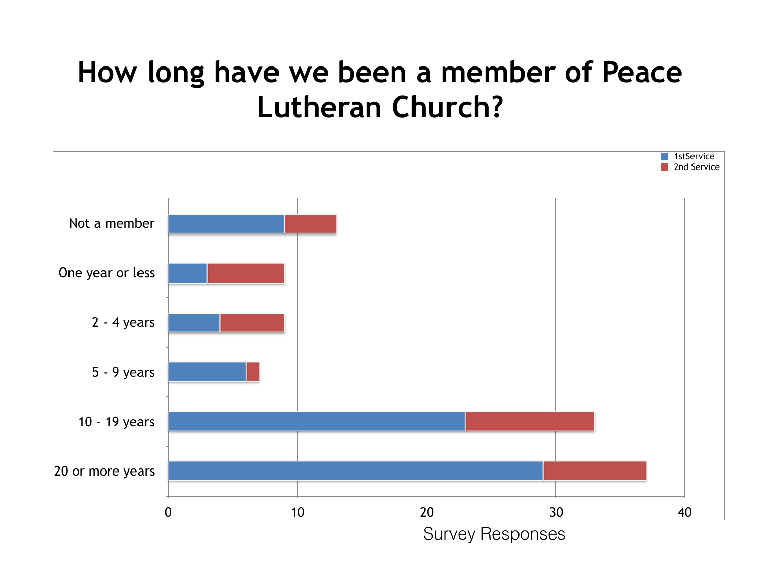# How long have we been a member of Peace Lutheran Church?

| | 1stService | 2nd Service |
|---|---|---|
| Not a member | 9 | 4 |
| One year or less | 3 | 6 |
| 2 - 4 years | 4 | 5 |
| 5 - 9 years | 6 | 1 |
| 10 - 19 years | 23 | 10 |
| 20 or more years | 29 | 8 |

Survey Responses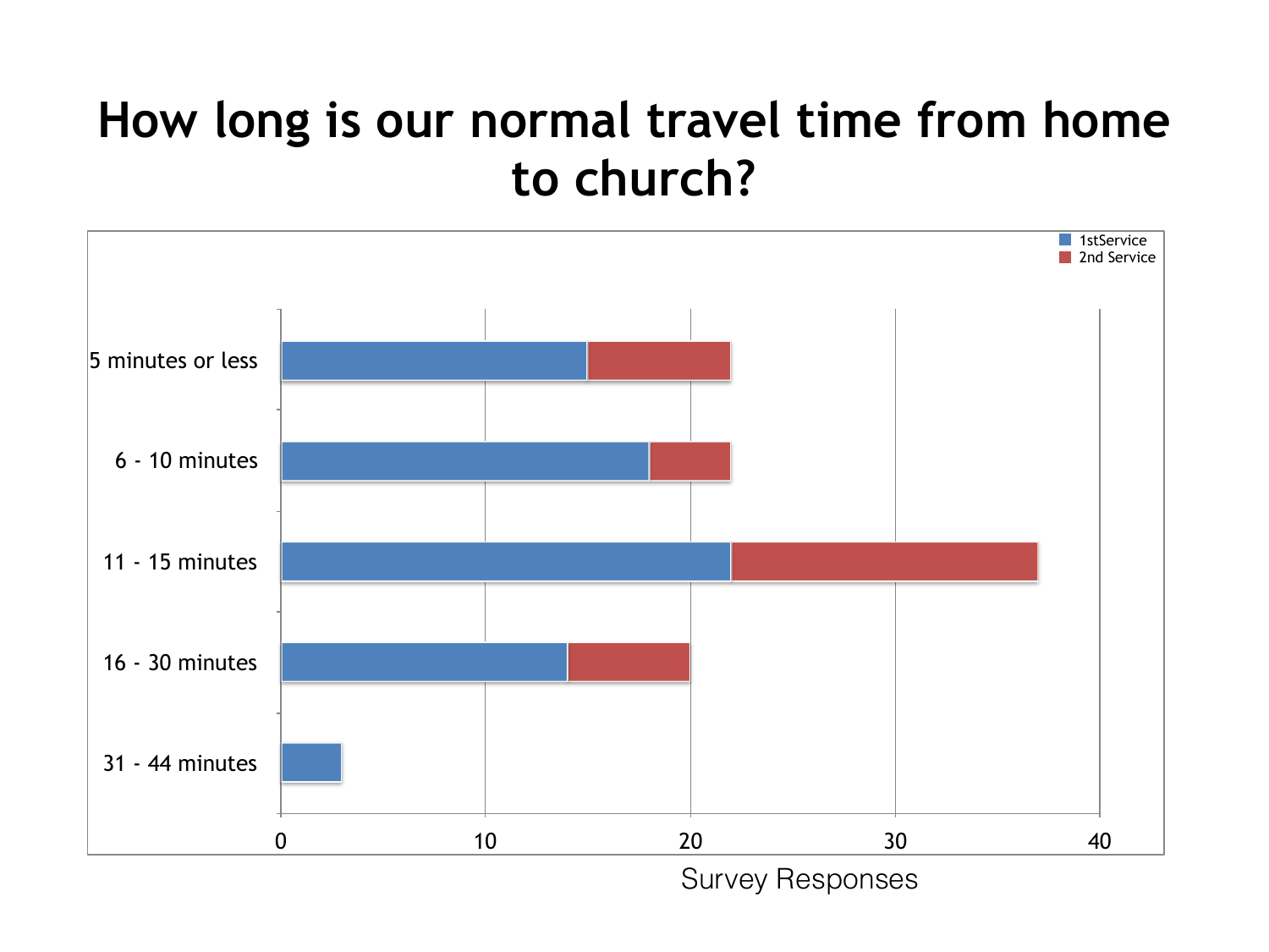# How long is our normal travel time from home to church?

| Travel time | 1stService | 2nd Service |
|---|---|---|
| 5 minutes or less | 15 | 7 |
| 6 - 10 minutes | 18 | 4 |
| 11 - 15 minutes | 22 | 15 |
| 16 - 30 minutes | 14 | 6 |
| 31 - 44 minutes | 3 | 0 |

Survey Responses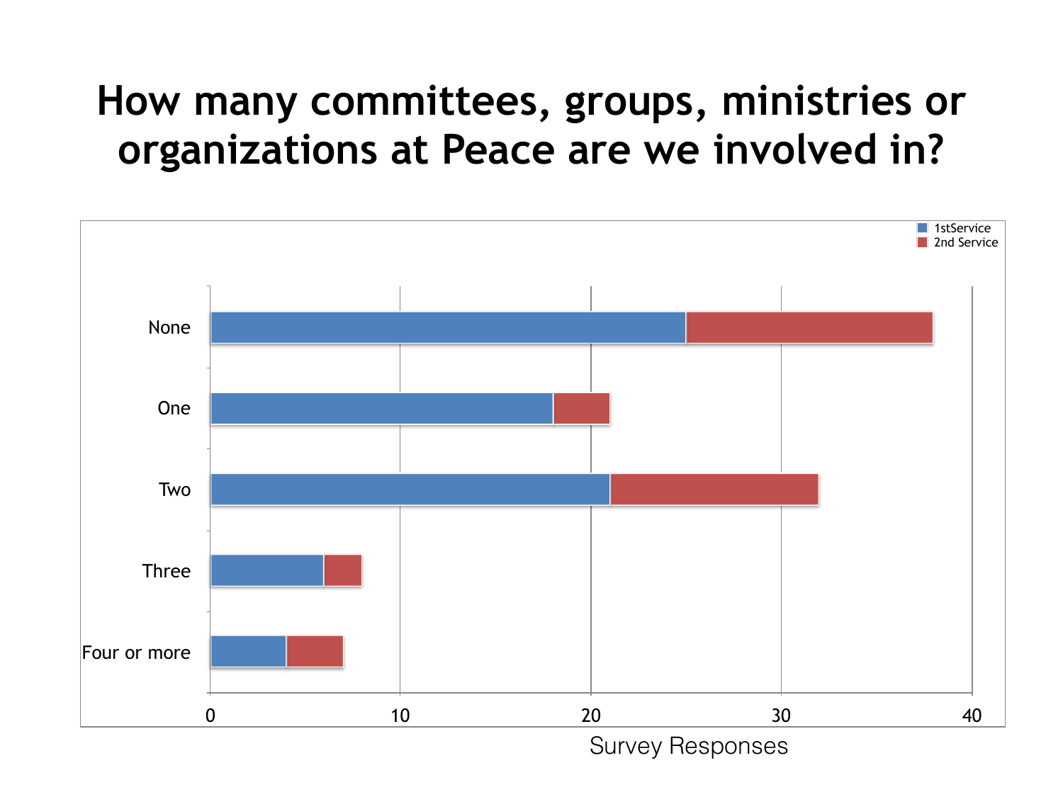# How many committees, groups, ministries or organizations at Peace are we involved in?

| | 1stService | 2nd Service |
|---|---|---|
| None | 25 | 13 |
| One | 18 | 3 |
| Two | 21 | 11 |
| Three | 6 | 2 |
| Four or more | 4 | 3 |

Survey Responses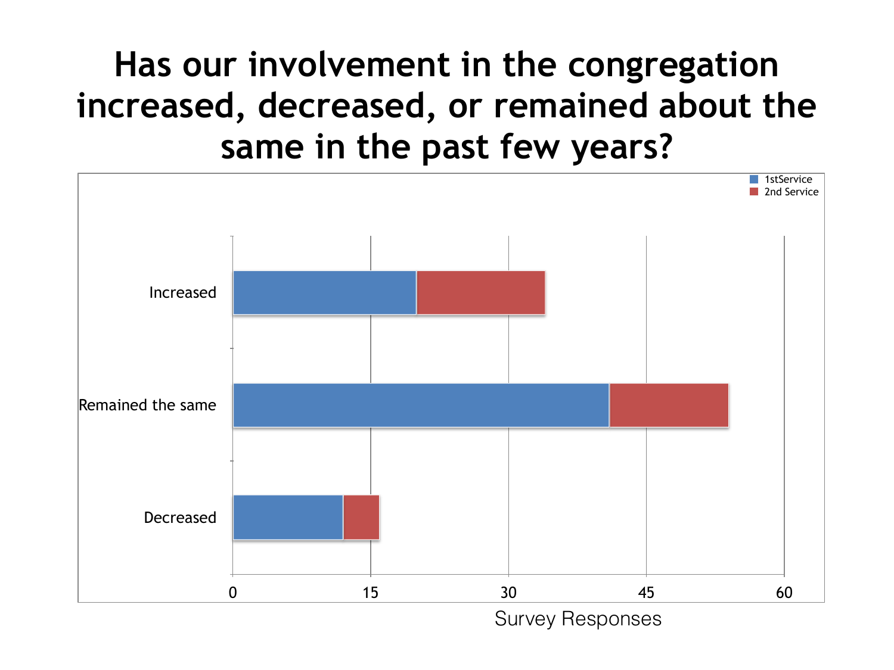# Has our involvement in the congregation increased, decreased, or remained about the same in the past few years?

1stService
2nd Service

Increased

Remained the same

Decreased

0
15
30
45
60

Survey Responses